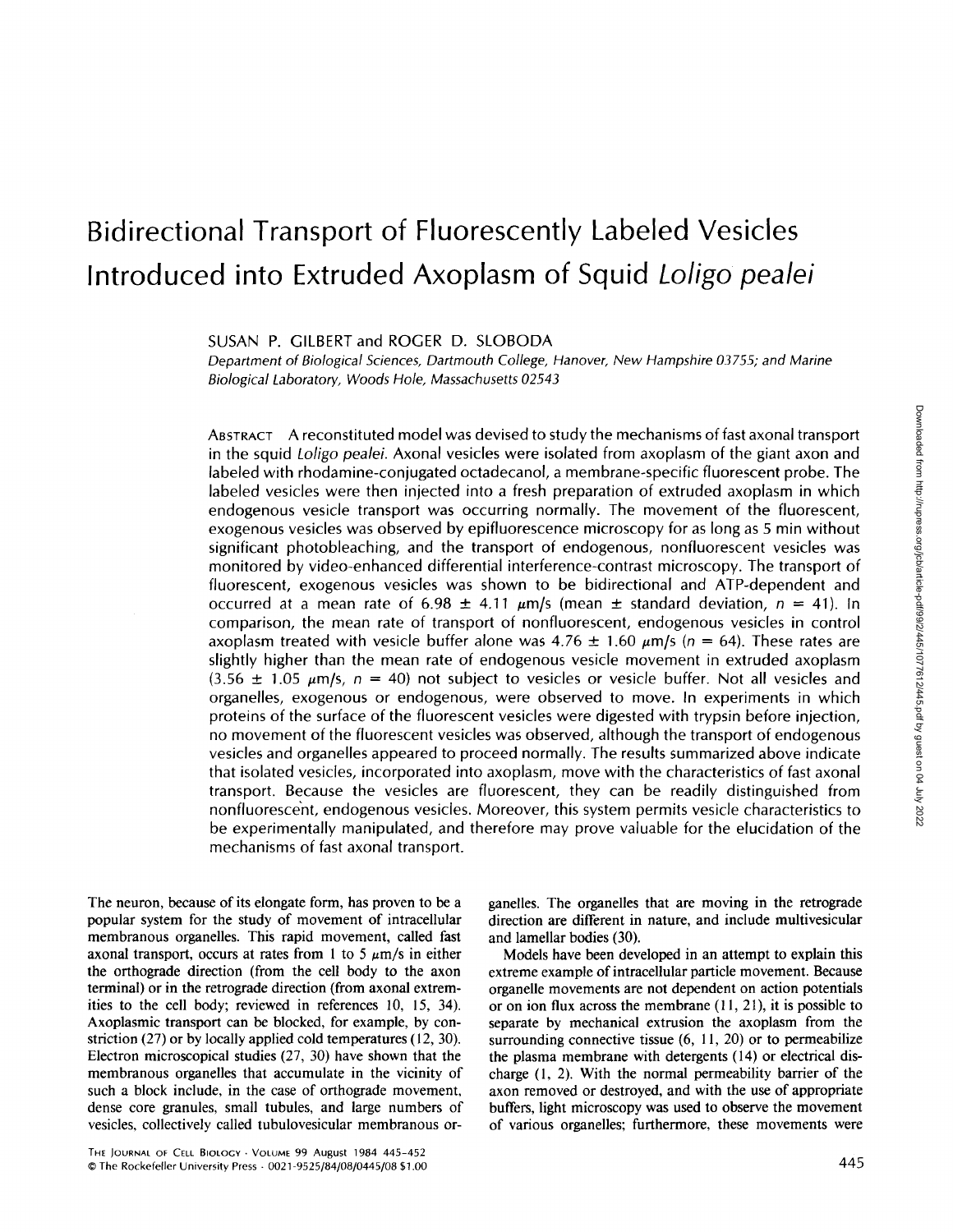# Bidirectional Transport of Fluorescently Labeled Vesicles Introduced into Extruded Axoplasm of Squid *Loligo pealei*

SUSAN P. GILBERT and ROGER D. SLOBODA

*Department of Biological Sciences, Dartmouth College, Hanover, New Hampshire 03755; and Marine Biological Laboratory, Woods Hole, Massachusetts 02543*

ABSTRACT A reconstituted model was devised to study the mechanisms of fast axonal transport in the squid *Loligo pealei*. Axonal vesicles were isolated from axoplasm of the giant axon and labeled with rhodamine-conjugated octadecanol, a membrane-specific fluorescent probe. The labeled vesicles were then injected into a fresh preparation of extruded axoplasm in which endogenous vesicle transport was occurring normally. The movement of the fluorescent, exogenous vesicles was observed by epifluorescence microscopy for as long as 5 min without significant photobleaching, and the transport of endogenous, nonfluorescent vesicles was monitored by video-enhanced differential interference-contrast microscopy. The transport of fluorescent, exogenous vesicles was shown to be bidirectional and ATP-dependent and occurred at a mean rate of $6.98 \pm 4.11$ $\mu$m/s (mean $\pm$ standard deviation, $n = 41$). In comparison, the mean rate of transport of nonfluorescent, endogenous vesicles in control axoplasm treated with vesicle buffer alone was $4.76 \pm 1.60$ $\mu$m/s ($n = 64$). These rates are slightly higher than the mean rate of endogenous vesicle movement in extruded axoplasm ($3.56 \pm 1.05$ $\mu$m/s, $n = 40$) not subject to vesicles or vesicle buffer. Not all vesicles and organelles, exogenous or endogenous, were observed to move. In experiments in which proteins of the surface of the fluorescent vesicles were digested with trypsin before injection, no movement of the fluorescent vesicles was observed, although the transport of endogenous vesicles and organelles appeared to proceed normally. The results summarized above indicate that isolated vesicles, incorporated into axoplasm, move with the characteristics of fast axonal transport. Because the vesicles are fluorescent, they can be readily distinguished from nonfluorescent, endogenous vesicles. Moreover, this system permits vesicle characteristics to be experimentally manipulated, and therefore may prove valuable for the elucidation of the mechanisms of fast axonal transport.

The neuron, because of its elongate form, has proven to be a popular system for the study of movement of intracellular membranous organelles. This rapid movement, called fast axonal transport, occurs at rates from 1 to 5 $\mu$m/s in either the orthograde direction (from the cell body to the axon terminal) or in the retrograde direction (from axonal extremities to the cell body; reviewed in references 10, 15, 34). Axoplasmic transport can be blocked, for example, by constriction (27) or by locally applied cold temperatures (12, 30). Electron microscopical studies (27, 30) have shown that the membranous organelles that accumulate in the vicinity of such a block include, in the case of orthograde movement, dense core granules, small tubules, and large numbers of vesicles, collectively called tubulovesicular membranous organelles. The organelles that are moving in the retrograde direction are different in nature, and include multivesicular and lamellar bodies (30).

Models have been developed in an attempt to explain this extreme example of intracellular particle movement. Because organelle movements are not dependent on action potentials or on ion flux across the membrane (11, 21), it is possible to separate by mechanical extrusion the axoplasm from the surrounding connective tissue (6, 11, 20) or to permeabilize the plasma membrane with detergents (14) or electrical discharge (1, 2). With the normal permeability barrier of the axon removed or destroyed, and with the use of appropriate buffers, light microscopy was used to observe the movement of various organelles; furthermore, these movements were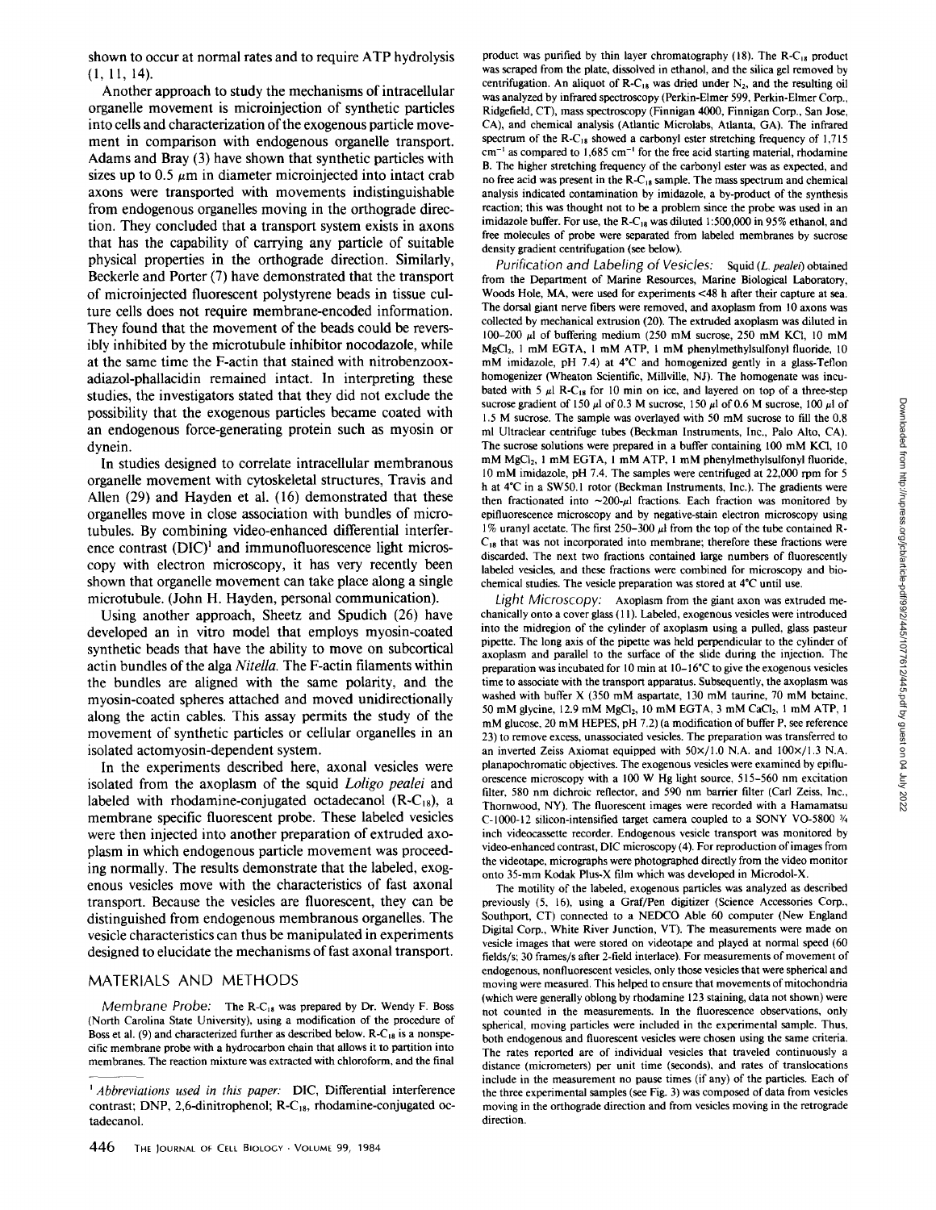shown to occur at normal rates and to require ATP hydrolysis (1, 11, 14).

Another approach to study the mechanisms of intracellular organelle movement is microinjection of synthetic particles into cells and characterization of the exogenous particle movement in comparison with endogenous organelle transport. Adams and Bray (3) have shown that synthetic particles with sizes up to 0.5 $\mu$m in diameter microinjected into intact crab axons were transported with movements indistinguishable from endogenous organelles moving in the orthograde direction. They concluded that a transport system exists in axons that has the capability of carrying any particle of suitable physical properties in the orthograde direction. Similarly, Beckerle and Porter (7) have demonstrated that the transport of microinjected fluorescent polystyrene beads in tissue culture cells does not require membrane-encoded information. They found that the movement of the beads could be reversibly inhibited by the microtubule inhibitor nocodazole, while at the same time the F-actin that stained with nitrobenzooxadiazol-phallacidin remained intact. In interpreting these studies, the investigators stated that they did not exclude the possibility that the exogenous particles became coated with an endogenous force-generating protein such as myosin or dynein.

In studies designed to correlate intracellular membranous organelle movement with cytoskeletal structures, Travis and Allen (29) and Hayden et al. (16) demonstrated that these organelles move in close association with bundles of microtubules. By combining video-enhanced differential interference contrast (DIC)[1] and immunofluorescence light microscopy with electron microscopy, it has very recently been shown that organelle movement can take place along a single microtubule. (John H. Hayden, personal communication).

Using another approach, Sheetz and Spudich (26) have developed an in vitro model that employs myosin-coated synthetic beads that have the ability to move on subcortical actin bundles of the alga *Nitella*. The F-actin filaments within the bundles are aligned with the same polarity, and the myosin-coated spheres attached and moved unidirectionally along the actin cables. This assay permits the study of the movement of synthetic particles or cellular organelles in an isolated actomyosin-dependent system.

In the experiments described here, axonal vesicles were isolated from the axoplasm of the squid *Loligo pealei* and labeled with rhodamine-conjugated octadecanol (R-$C_{18}$), a membrane specific fluorescent probe. These labeled vesicles were then injected into another preparation of extruded axoplasm in which endogenous particle movement was proceeding normally. The results demonstrate that the labeled, exogenous vesicles move with the characteristics of fast axonal transport. Because the vesicles are fluorescent, they can be distinguished from endogenous membranous organelles. The vesicle characteristics can thus be manipulated in experiments designed to elucidate the mechanisms of fast axonal transport.

## MATERIALS AND METHODS

*Membrane Probe:* The R-$C_{18}$ was prepared by Dr. Wendy F. Boss (North Carolina State University), using a modification of the procedure of Boss et al. (9) and characterized further as described below. R-$C_{18}$ is a nonspecific membrane probe with a hydrocarbon chain that allows it to partition into membranes. The reaction mixture was extracted with chloroform, and the final product was purified by thin layer chromatography (18). The R-$C_{18}$ product was scraped from the plate, dissolved in ethanol, and the silica gel removed by centrifugation. An aliquot of R-$C_{18}$ was dried under $N_2$, and the resulting oil was analyzed by infrared spectroscopy (Perkin-Elmer 599, Perkin-Elmer Corp., Ridgefield, CT), mass spectroscopy (Finnigan 4000, Finnigan Corp., San Jose, CA), and chemical analysis (Atlantic Microlabs, Atlanta, GA). The infrared spectrum of the R-$C_{18}$ showed a carbonyl ester stretching frequency of 1,715 $cm^{-1}$ as compared to 1,685 $cm^{-1}$ for the free acid starting material, rhodamine B. The higher stretching frequency of the carbonyl ester was as expected, and no free acid was present in the R-$C_{18}$ sample. The mass spectrum and chemical analysis indicated contamination by imidazole, a by-product of the synthesis reaction; this was thought not to be a problem since the probe was used in an imidazole buffer. For use, the R-$C_{18}$ was diluted 1:500,000 in 95% ethanol, and free molecules of probe were separated from labeled membranes by sucrose density gradient centrifugation (see below).

*Purification and Labeling of Vesicles:* Squid (*L. pealei*) obtained from the Department of Marine Resources, Marine Biological Laboratory, Woods Hole, MA, were used for experiments <48 h after their capture at sea. The dorsal giant nerve fibers were removed, and axoplasm from 10 axons was collected by mechanical extrusion (20). The extruded axoplasm was diluted in 100–200 $\mu$l of buffering medium (250 mM sucrose, 250 mM KCl, 10 mM $MgCl_2$, 1 mM EGTA, 1 mM ATP, 1 mM phenylmethylsulfonyl fluoride, 10 mM imidazole, pH 7.4) at 4°C and homogenized gently in a glass-Teflon homogenizer (Wheaton Scientific, Millville, NJ). The homogenate was incubated with 5 $\mu$l R-$C_{18}$ for 10 min on ice, and layered on top of a three-step sucrose gradient of 150 $\mu$l of 0.3 M sucrose, 150 $\mu$l of 0.6 M sucrose, 100 $\mu$l of 1.5 M sucrose. The sample was overlayed with 50 mM sucrose to fill the 0.8 ml Ultraclear centrifuge tubes (Beckman Instruments, Inc., Palo Alto, CA). The sucrose solutions were prepared in a buffer containing 100 mM KCl, 10 mM $MgCl_2$, 1 mM EGTA, 1 mM ATP, 1 mM phenylmethylsulfonyl fluoride, 10 mM imidazole, pH 7.4. The samples were centrifuged at 22,000 rpm for 5 h at 4°C in a SW50.1 rotor (Beckman Instruments, Inc.). The gradients were then fractionated into ~200-$\mu$l fractions. Each fraction was monitored by epifluorescence microscopy and by negative-stain electron microscopy using 1% uranyl acetate. The first 250–300 $\mu$l from the top of the tube contained R-$C_{18}$ that was not incorporated into membrane; therefore these fractions were discarded. The next two fractions contained large numbers of fluorescently labeled vesicles, and these fractions were combined for microscopy and biochemical studies. The vesicle preparation was stored at 4°C until use.

*Light Microscopy:* Axoplasm from the giant axon was extruded mechanically onto a cover glass (11). Labeled, exogenous vesicles were introduced into the midregion of the cylinder of axoplasm using a pulled, glass pasteur pipette. The long axis of the pipette was held perpendicular to the cylinder of axoplasm and parallel to the surface of the slide during the injection. The preparation was incubated for 10 min at 10–16°C to give the exogenous vesicles time to associate with the transport apparatus. Subsequently, the axoplasm was washed with buffer X (350 mM aspartate, 130 mM taurine, 70 mM betaine, 50 mM glycine, 12.9 mM $MgCl_2$, 10 mM EGTA, 3 mM $CaCl_2$, 1 mM ATP, 1 mM glucose, 20 mM HEPES, pH 7.2) (a modification of buffer P, see reference 23) to remove excess, unassociated vesicles. The preparation was transferred to an inverted Zeiss Axiomat equipped with 50×/1.0 N.A. and 100×/1.3 N.A. planapochromatic objectives. The exogenous vesicles were examined by epifluorescence microscopy with a 100 W Hg light source, 515–560 nm excitation filter, 580 nm dichroic reflector, and 590 nm barrier filter (Carl Zeiss, Inc., Thornwood, NY). The fluorescent images were recorded with a Hamamatsu C-1000-12 silicon-intensified target camera coupled to a SONY VO-5800 ¾ inch videocassette recorder. Endogenous vesicle transport was monitored by video-enhanced contrast, DIC microscopy (4). For reproduction of images from the videotape, micrographs were photographed directly from the video monitor onto 35-mm Kodak Plus-X film which was developed in Microdol-X.

The motility of the labeled, exogenous particles was analyzed as described previously (5, 16), using a Graf/Pen digitizer (Science Accessories Corp., Southport, CT) connected to a NEDCO Able 60 computer (New England Digital Corp., White River Junction, VT). The measurements were made on vesicle images that were stored on videotape and played at normal speed (60 fields/s; 30 frames/s after 2-field interlace). For measurements of movement of endogenous, nonfluorescent vesicles, only those vesicles that were spherical and moving were measured. This helped to ensure that movements of mitochondria (which were generally oblong by rhodamine 123 staining, data not shown) were not counted in the measurements. In the fluorescence observations, only spherical, moving particles were included in the experimental sample. Thus, both endogenous and fluorescent vesicles were chosen using the same criteria. The rates reported are of individual vesicles that traveled continuously a distance (micrometers) per unit time (seconds), and rates of translocations include in the measurement no pause times (if any) of the particles. Each of the three experimental samples (see Fig. 3) was composed of data from vesicles moving in the orthograde direction and from vesicles moving in the retrograde direction.

[1] *Abbreviations used in this paper:* DIC, Differential interference contrast; DNP, 2,6-dinitrophenol; R-$C_{18}$, rhodamine-conjugated octadecanol.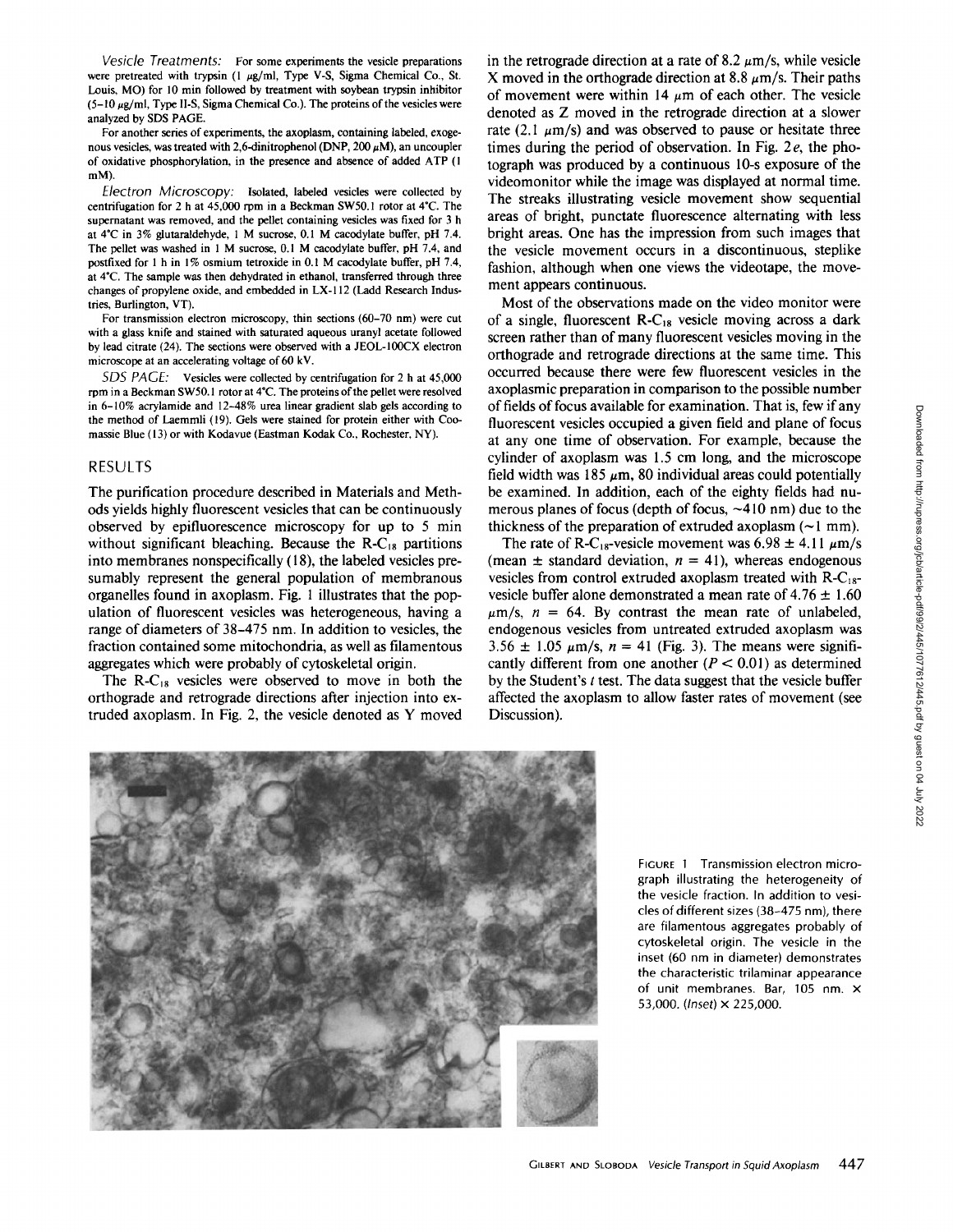*Vesicle Treatments:* For some experiments the vesicle preparations were pretreated with trypsin (1 μg/ml, Type V-S, Sigma Chemical Co., St. Louis, MO) for 10 min followed by treatment with soybean trypsin inhibitor (5–10 μg/ml, Type II-S, Sigma Chemical Co.). The proteins of the vesicles were analyzed by SDS PAGE.

For another series of experiments, the axoplasm, containing labeled, exogenous vesicles, was treated with 2,6-dinitrophenol (DNP, 200 μM), an uncoupler of oxidative phosphorylation, in the presence and absence of added ATP (1 mM).

*Electron Microscopy:* Isolated, labeled vesicles were collected by centrifugation for 2 h at 45,000 rpm in a Beckman SW50.1 rotor at 4°C. The supernatant was removed, and the pellet containing vesicles was fixed for 3 h at 4°C in 3% glutaraldehyde, 1 M sucrose, 0.1 M cacodylate buffer, pH 7.4. The pellet was washed in 1 M sucrose, 0.1 M cacodylate buffer, pH 7.4, and postfixed for 1 h in 1% osmium tetroxide in 0.1 M cacodylate buffer, pH 7.4, at 4°C. The sample was then dehydrated in ethanol, transferred through three changes of propylene oxide, and embedded in LX-112 (Ladd Research Industries, Burlington, VT).

For transmission electron microscopy, thin sections (60–70 nm) were cut with a glass knife and stained with saturated aqueous uranyl acetate followed by lead citrate (24). The sections were observed with a JEOL-100CX electron microscope at an accelerating voltage of 60 kV.

*SDS PAGE:* Vesicles were collected by centrifugation for 2 h at 45,000 rpm in a Beckman SW50.1 rotor at 4°C. The proteins of the pellet were resolved in 6–10% acrylamide and 12–48% urea linear gradient slab gels according to the method of Laemmli (19). Gels were stained for protein either with Coomassie Blue (13) or with Kodavue (Eastman Kodak Co., Rochester, NY).

## RESULTS

The purification procedure described in Materials and Methods yields highly fluorescent vesicles that can be continuously observed by epifluorescence microscopy for up to 5 min without significant bleaching. Because the R-$C_{18}$ partitions into membranes nonspecifically (18), the labeled vesicles presumably represent the general population of membranous organelles found in axoplasm. Fig. 1 illustrates that the population of fluorescent vesicles was heterogeneous, having a range of diameters of 38–475 nm. In addition to vesicles, the fraction contained some mitochondria, as well as filamentous aggregates which were probably of cytoskeletal origin.

The R-$C_{18}$ vesicles were observed to move in both the orthograde and retrograde directions after injection into extruded axoplasm. In Fig. 2, the vesicle denoted as Y moved in the retrograde direction at a rate of 8.2 μm/s, while vesicle X moved in the orthograde direction at 8.8 μm/s. Their paths of movement were within 14 μm of each other. The vesicle denoted as Z moved in the retrograde direction at a slower rate (2.1 μm/s) and was observed to pause or hesitate three times during the period of observation. In Fig. 2*e*, the photograph was produced by a continuous 10-s exposure of the videomonitor while the image was displayed at normal time. The streaks illustrating vesicle movement show sequential areas of bright, punctate fluorescence alternating with less bright areas. One has the impression from such images that the vesicle movement occurs in a discontinuous, steplike fashion, although when one views the videotape, the movement appears continuous.

Most of the observations made on the video monitor were of a single, fluorescent R-$C_{18}$ vesicle moving across a dark screen rather than of many fluorescent vesicles moving in the orthograde and retrograde directions at the same time. This occurred because there were few fluorescent vesicles in the axoplasmic preparation in comparison to the possible number of fields of focus available for examination. That is, few if any fluorescent vesicles occupied a given field and plane of focus at any one time of observation. For example, because the cylinder of axoplasm was 1.5 cm long, and the microscope field width was 185 μm, 80 individual areas could potentially be examined. In addition, each of the eighty fields had numerous planes of focus (depth of focus, ~410 nm) due to the thickness of the preparation of extruded axoplasm (~1 mm).

The rate of R-$C_{18}$-vesicle movement was 6.98 ± 4.11 μm/s (mean ± standard deviation, $n = 41$), whereas endogenous vesicles from control extruded axoplasm treated with R-$C_{18}$-vesicle buffer alone demonstrated a mean rate of 4.76 ± 1.60 μm/s, $n = 64$. By contrast the mean rate of unlabeled, endogenous vesicles from untreated extruded axoplasm was 3.56 ± 1.05 μm/s, $n = 41$ (Fig. 3). The means were significantly different from one another ($P < 0.01$) as determined by the Student's *t* test. The data suggest that the vesicle buffer affected the axoplasm to allow faster rates of movement (see Discussion).

FIGURE 1 Transmission electron micrograph illustrating the heterogeneity of the vesicle fraction. In addition to vesicles of different sizes (38–475 nm), there are filamentous aggregates probably of cytoskeletal origin. The vesicle in the inset (60 nm in diameter) demonstrates the characteristic trilaminar appearance of unit membranes. Bar, 105 nm. × 53,000. (*Inset*) × 225,000.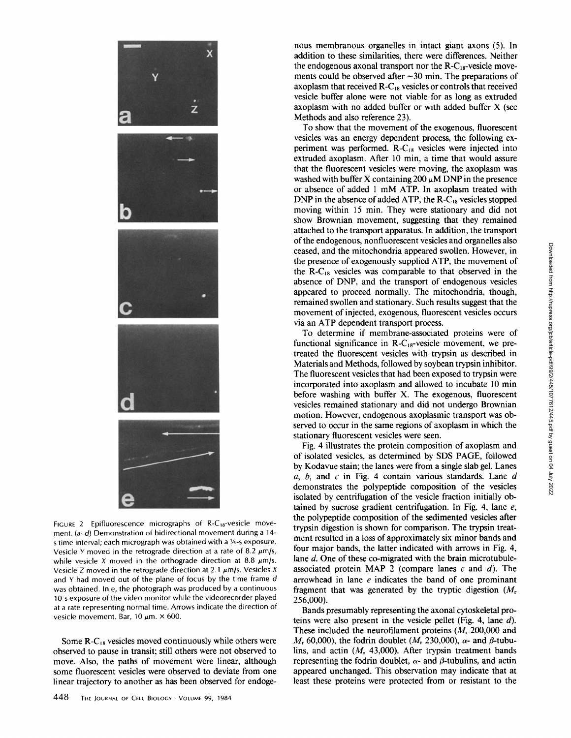FIGURE 2 Epifluorescence micrographs of R-$C_{18}$-vesicle movement. (a–d) Demonstration of bidirectional movement during a 14-s time interval; each micrograph was obtained with a ¼-s exposure. Vesicle Y moved in the retrograde direction at a rate of 8.2 μm/s, while vesicle X moved in the orthograde direction at 8.8 μm/s. Vesicle Z moved in the retrograde direction at 2.1 μm/s. Vesicles X and Y had moved out of the plane of focus by the time frame d was obtained. In e, the photograph was produced by a continuous 10-s exposure of the video monitor while the videorecorder played at a rate representing normal time. Arrows indicate the direction of vesicle movement. Bar, 10 μm. × 600.

Some R-$C_{18}$ vesicles moved continuously while others were observed to pause in transit; still others were not observed to move. Also, the paths of movement were linear, although some fluorescent vesicles were observed to deviate from one linear trajectory to another as has been observed for endogenous membranous organelles in intact giant axons (5). In addition to these similarities, there were differences. Neither the endogenous axonal transport nor the R-$C_{18}$-vesicle movements could be observed after ~30 min. The preparations of axoplasm that received R-$C_{18}$ vesicles or controls that received vesicle buffer alone were not viable for as long as extruded axoplasm with no added buffer or with added buffer X (see Methods and also reference 23).

To show that the movement of the exogenous, fluorescent vesicles was an energy dependent process, the following experiment was performed. R-$C_{18}$ vesicles were injected into extruded axoplasm. After 10 min, a time that would assure that the fluorescent vesicles were moving, the axoplasm was washed with buffer X containing 200 μM DNP in the presence or absence of added 1 mM ATP. In axoplasm treated with DNP in the absence of added ATP, the R-$C_{18}$ vesicles stopped moving within 15 min. They were stationary and did not show Brownian movement, suggesting that they remained attached to the transport apparatus. In addition, the transport of the endogenous, nonfluorescent vesicles and organelles also ceased, and the mitochondria appeared swollen. However, in the presence of exogenously supplied ATP, the movement of the R-$C_{18}$ vesicles was comparable to that observed in the absence of DNP, and the transport of endogenous vesicles appeared to proceed normally. The mitochondria, though, remained swollen and stationary. Such results suggest that the movement of injected, exogenous, fluorescent vesicles occurs via an ATP dependent transport process.

To determine if membrane-associated proteins were of functional significance in R-$C_{18}$-vesicle movement, we pretreated the fluorescent vesicles with trypsin as described in Materials and Methods, followed by soybean trypsin inhibitor. The fluorescent vesicles that had been exposed to trypsin were incorporated into axoplasm and allowed to incubate 10 min before washing with buffer X. The exogenous, fluorescent vesicles remained stationary and did not undergo Brownian motion. However, endogenous axoplasmic transport was observed to occur in the same regions of axoplasm in which the stationary fluorescent vesicles were seen.

Fig. 4 illustrates the protein composition of axoplasm and of isolated vesicles, as determined by SDS PAGE, followed by Kodavue stain; the lanes were from a single slab gel. Lanes *a*, *b*, and *c* in Fig. 4 contain various standards. Lane *d* demonstrates the polypeptide composition of the vesicles isolated by centrifugation of the vesicle fraction initially obtained by sucrose gradient centrifugation. In Fig. 4, lane *e*, the polypeptide composition of the sedimented vesicles after trypsin digestion is shown for comparison. The trypsin treatment resulted in a loss of approximately six minor bands and four major bands, the latter indicated with arrows in Fig. 4, lane *d*. One of these co-migrated with the brain microtubule-associated protein MAP 2 (compare lanes *c* and *d*). The arrowhead in lane *e* indicates the band of one prominant fragment that was generated by the tryptic digestion ($M_r$ 256,000).

Bands presumably representing the axonal cytoskeletal proteins were also present in the vesicle pellet (Fig. 4, lane *d*). These included the neurofilament proteins ($M_r$ 200,000 and $M_r$ 60,000), the fodrin doublet ($M_r$ 230,000), α- and β-tubulins, and actin ($M_r$ 43,000). After trypsin treatment bands representing the fodrin doublet, α- and β-tubulins, and actin appeared unchanged. This observation may indicate that at least these proteins were protected from or resistant to the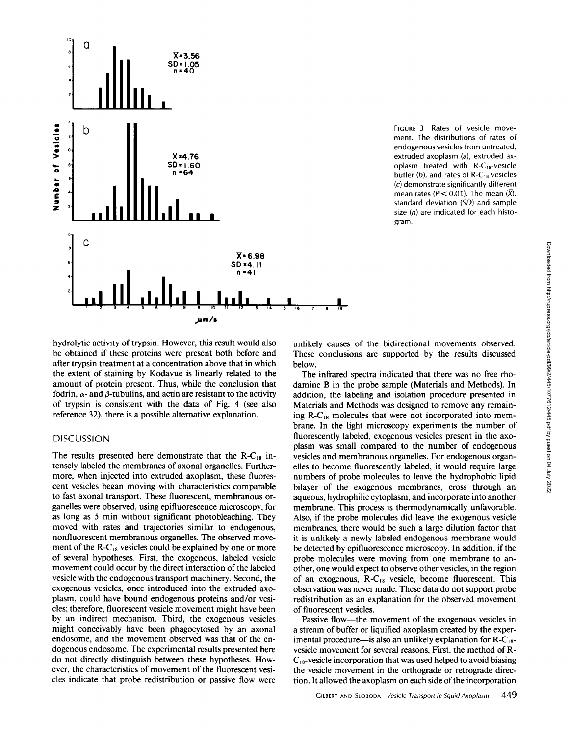a

$\bar{X}$=3.56
SD=1.05
n=40

b

$\bar{X}$=4.76
SD=1.60
n=64

c

$\bar{X}$=6.98
SD=4.11
n=41

Number of Vesicles

μm/s

FIGURE 3 Rates of vesicle movement. The distributions of rates of endogenous vesicles from untreated, extruded axoplasm (a), extruded axoplasm treated with R-$C_{18}$-vesicle buffer (b), and rates of R-$C_{18}$ vesicles (c) demonstrate significantly different mean rates ($P < 0.01$). The mean ($\bar{X}$), standard deviation (SD) and sample size (n) are indicated for each histogram.

hydrolytic activity of trypsin. However, this result would also be obtained if these proteins were present both before and after trypsin treatment at a concentration above that in which the extent of staining by Kodavue is linearly related to the amount of protein present. Thus, while the conclusion that fodrin, α- and β-tubulins, and actin are resistant to the activity of trypsin is consistent with the data of Fig. 4 (see also reference 32), there is a possible alternative explanation.

## DISCUSSION

The results presented here demonstrate that the R-$C_{18}$ intensely labeled the membranes of axonal organelles. Furthermore, when injected into extruded axoplasm, these fluorescent vesicles began moving with characteristics comparable to fast axonal transport. These fluorescent, membranous organelles were observed, using epifluorescence microscopy, for as long as 5 min without significant photobleaching. They moved with rates and trajectories similar to endogenous, nonfluorescent membranous organelles. The observed movement of the R-$C_{18}$ vesicles could be explained by one or more of several hypotheses. First, the exogenous, labeled vesicle movement could occur by the direct interaction of the labeled vesicle with the endogenous transport machinery. Second, the exogenous vesicles, once introduced into the extruded axoplasm, could have bound endogenous proteins and/or vesicles; therefore, fluorescent vesicle movement might have been by an indirect mechanism. Third, the exogenous vesicles might conceivably have been phagocytosed by an axonal endosome, and the movement observed was that of the endogenous endosome. The experimental results presented here do not directly distinguish between these hypotheses. However, the characteristics of movement of the fluorescent vesicles indicate that probe redistribution or passive flow were unlikely causes of the bidirectional movements observed. These conclusions are supported by the results discussed below.

The infrared spectra indicated that there was no free rhodamine B in the probe sample (Materials and Methods). In addition, the labeling and isolation procedure presented in Materials and Methods was designed to remove any remaining R-$C_{18}$ molecules that were not incorporated into membrane. In the light microscopy experiments the number of fluorescently labeled, exogenous vesicles present in the axoplasm was small compared to the number of endogenous vesicles and membranous organelles. For endogenous organelles to become fluorescently labeled, it would require large numbers of probe molecules to leave the hydrophobic lipid bilayer of the exogenous membranes, cross through an aqueous, hydrophilic cytoplasm, and incorporate into another membrane. This process is thermodynamically unfavorable. Also, if the probe molecules did leave the exogenous vesicle membranes, there would be such a large dilution factor that it is unlikely a newly labeled endogenous membrane would be detected by epifluorescence microscopy. In addition, if the probe molecules were moving from one membrane to another, one would expect to observe other vesicles, in the region of an exogenous, R-$C_{18}$ vesicle, become fluorescent. This observation was never made. These data do not support probe redistribution as an explanation for the observed movement of fluorescent vesicles.

Passive flow—the movement of the exogenous vesicles in a stream of buffer or liquified axoplasm created by the experimental procedure—is also an unlikely explanation for R-$C_{18}$-vesicle movement for several reasons. First, the method of R-$C_{18}$-vesicle incorporation that was used helped to avoid biasing the vesicle movement in the orthograde or retrograde direction. It allowed the axoplasm on each side of the incorporation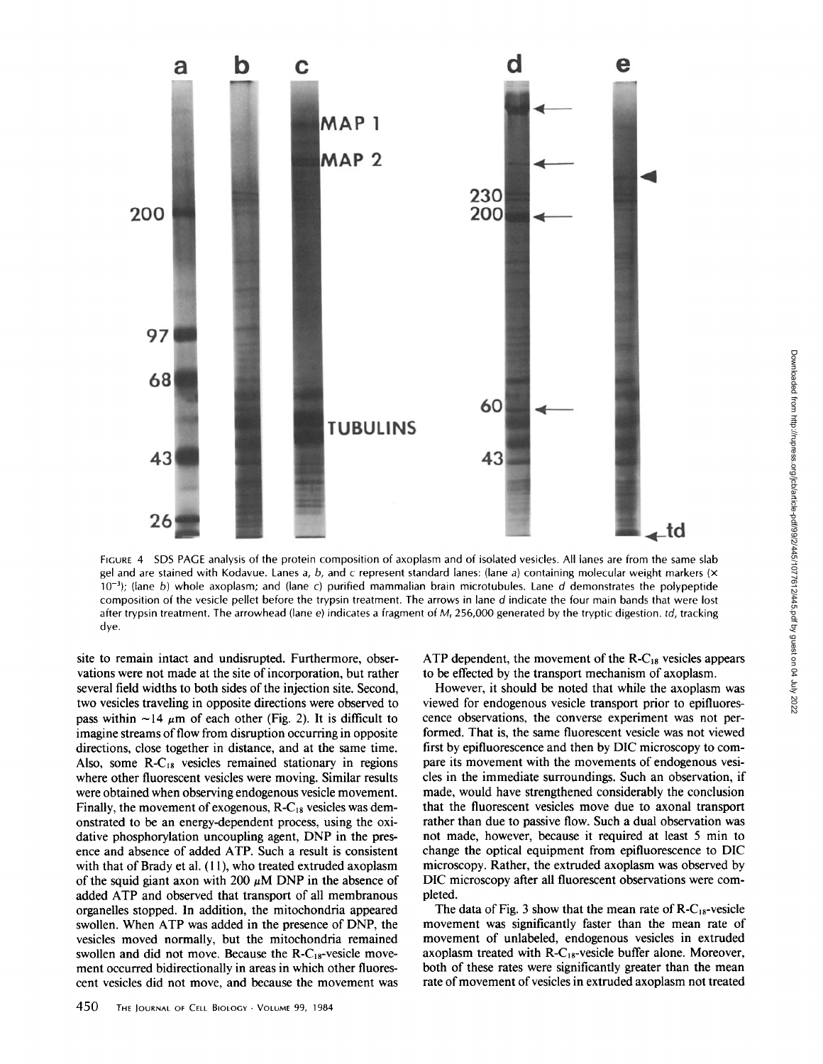FIGURE 4 SDS PAGE analysis of the protein composition of axoplasm and of isolated vesicles. All lanes are from the same slab gel and are stained with Kodavue. Lanes *a*, *b*, and *c* represent standard lanes: (lane *a*) containing molecular weight markers (× $10^{-3}$); (lane *b*) whole axoplasm; and (lane *c*) purified mammalian brain microtubules. Lane *d* demonstrates the polypeptide composition of the vesicle pellet before the trypsin treatment. The arrows in lane *d* indicate the four main bands that were lost after trypsin treatment. The arrowhead (lane *e*) indicates a fragment of $M_r$ 256,000 generated by the tryptic digestion. *td*, tracking dye.

site to remain intact and undisrupted. Furthermore, observations were not made at the site of incorporation, but rather several field widths to both sides of the injection site. Second, two vesicles traveling in opposite directions were observed to pass within ~14 μm of each other (Fig. 2). It is difficult to imagine streams of flow from disruption occurring in opposite directions, close together in distance, and at the same time. Also, some R-$C_{18}$ vesicles remained stationary in regions where other fluorescent vesicles were moving. Similar results were obtained when observing endogenous vesicle movement. Finally, the movement of exogenous, R-$C_{18}$ vesicles was demonstrated to be an energy-dependent process, using the oxidative phosphorylation uncoupling agent, DNP in the presence and absence of added ATP. Such a result is consistent with that of Brady et al. (11), who treated extruded axoplasm of the squid giant axon with 200 μM DNP in the absence of added ATP and observed that transport of all membranous organelles stopped. In addition, the mitochondria appeared swollen. When ATP was added in the presence of DNP, the vesicles moved normally, but the mitochondria remained swollen and did not move. Because the R-$C_{18}$-vesicle movement occurred bidirectionally in areas in which other fluorescent vesicles did not move, and because the movement was ATP dependent, the movement of the R-$C_{18}$ vesicles appears to be effected by the transport mechanism of axoplasm.

However, it should be noted that while the axoplasm was viewed for endogenous vesicle transport prior to epifluorescence observations, the converse experiment was not performed. That is, the same fluorescent vesicle was not viewed first by epifluorescence and then by DIC microscopy to compare its movement with the movements of endogenous vesicles in the immediate surroundings. Such an observation, if made, would have strengthened considerably the conclusion that the fluorescent vesicles move due to axonal transport rather than due to passive flow. Such a dual observation was not made, however, because it required at least 5 min to change the optical equipment from epifluorescence to DIC microscopy. Rather, the extruded axoplasm was observed by DIC microscopy after all fluorescent observations were completed.

The data of Fig. 3 show that the mean rate of R-$C_{18}$-vesicle movement was significantly faster than the mean rate of movement of unlabeled, endogenous vesicles in extruded axoplasm treated with R-$C_{18}$-vesicle buffer alone. Moreover, both of these rates were significantly greater than the mean rate of movement of vesicles in extruded axoplasm not treated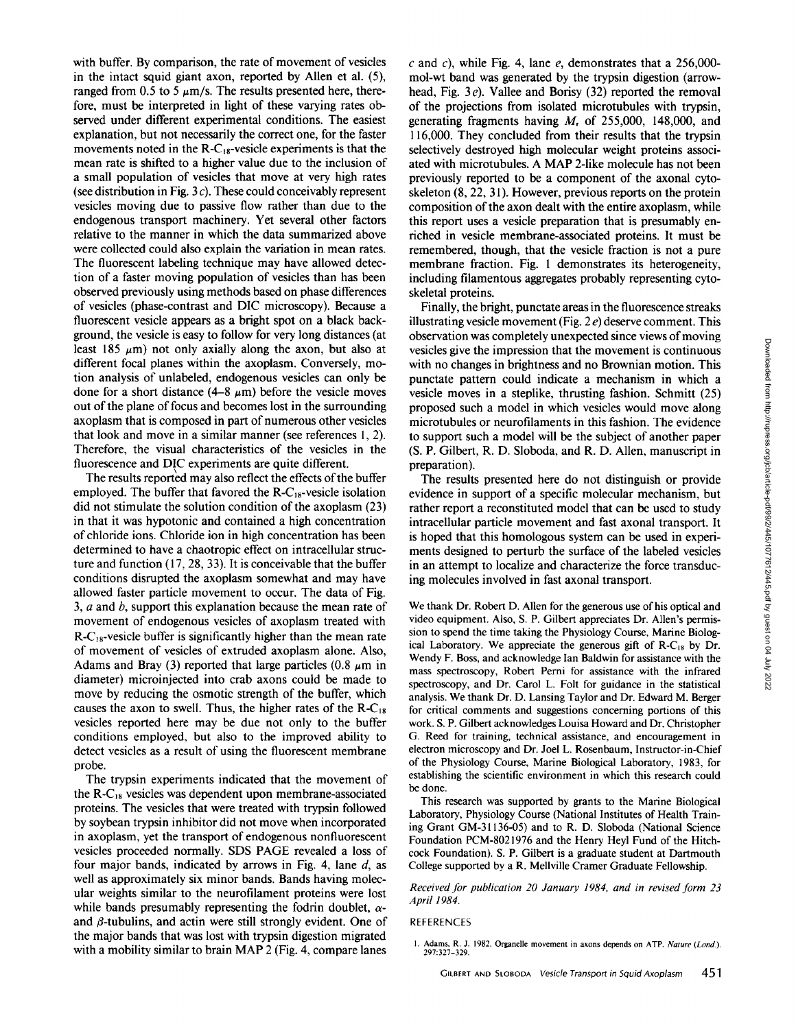with buffer. By comparison, the rate of movement of vesicles in the intact squid giant axon, reported by Allen et al. (5), ranged from 0.5 to 5 μm/s. The results presented here, therefore, must be interpreted in light of these varying rates observed under different experimental conditions. The easiest explanation, but not necessarily the correct one, for the faster movements noted in the R-$C_{18}$-vesicle experiments is that the mean rate is shifted to a higher value due to the inclusion of a small population of vesicles that move at very high rates (see distribution in Fig. 3*c*). These could conceivably represent vesicles moving due to passive flow rather than due to the endogenous transport machinery. Yet several other factors relative to the manner in which the data summarized above were collected could also explain the variation in mean rates. The fluorescent labeling technique may have allowed detection of a faster moving population of vesicles than has been observed previously using methods based on phase differences of vesicles (phase-contrast and DIC microscopy). Because a fluorescent vesicle appears as a bright spot on a black background, the vesicle is easy to follow for very long distances (at least 185 μm) not only axially along the axon, but also at different focal planes within the axoplasm. Conversely, motion analysis of unlabeled, endogenous vesicles can only be done for a short distance (4–8 μm) before the vesicle moves out of the plane of focus and becomes lost in the surrounding axoplasm that is composed in part of numerous other vesicles that look and move in a similar manner (see references 1, 2). Therefore, the visual characteristics of the vesicles in the fluorescence and DIC experiments are quite different.

The results reported may also reflect the effects of the buffer employed. The buffer that favored the R-$C_{18}$-vesicle isolation did not stimulate the solution condition of the axoplasm (23) in that it was hypotonic and contained a high concentration of chloride ions. Chloride ion in high concentration has been determined to have a chaotropic effect on intracellular structure and function (17, 28, 33). It is conceivable that the buffer conditions disrupted the axoplasm somewhat and may have allowed faster particle movement to occur. The data of Fig. 3, *a* and *b*, support this explanation because the mean rate of movement of endogenous vesicles of axoplasm treated with R-$C_{18}$-vesicle buffer is significantly higher than the mean rate of movement of vesicles of extruded axoplasm alone. Also, Adams and Bray (3) reported that large particles (0.8 μm in diameter) microinjected into crab axons could be made to move by reducing the osmotic strength of the buffer, which causes the axon to swell. Thus, the higher rates of the R-$C_{18}$ vesicles reported here may be due not only to the buffer conditions employed, but also to the improved ability to detect vesicles as a result of using the fluorescent membrane probe.

The trypsin experiments indicated that the movement of the R-$C_{18}$ vesicles was dependent upon membrane-associated proteins. The vesicles that were treated with trypsin followed by soybean trypsin inhibitor did not move when incorporated in axoplasm, yet the transport of endogenous nonfluorescent vesicles proceeded normally. SDS PAGE revealed a loss of four major bands, indicated by arrows in Fig. 4, lane *d*, as well as approximately six minor bands. Bands having molecular weights similar to the neurofilament proteins were lost while bands presumably representing the fodrin doublet, α- and β-tubulins, and actin were still strongly evident. One of the major bands that was lost with trypsin digestion migrated with a mobility similar to brain MAP 2 (Fig. 4, compare lanes *c* and *c*), while Fig. 4, lane *e*, demonstrates that a 256,000-mol-wt band was generated by the trypsin digestion (arrowhead, Fig. 3*e*). Vallee and Borisy (32) reported the removal of the projections from isolated microtubules with trypsin, generating fragments having $M_r$ of 255,000, 148,000, and 116,000. They concluded from their results that the trypsin selectively destroyed high molecular weight proteins associated with microtubules. A MAP 2-like molecule has not been previously reported to be a component of the axonal cytoskeleton (8, 22, 31). However, previous reports on the protein composition of the axon dealt with the entire axoplasm, while this report uses a vesicle preparation that is presumably enriched in vesicle membrane-associated proteins. It must be remembered, though, that the vesicle fraction is not a pure membrane fraction. Fig. 1 demonstrates its heterogeneity, including filamentous aggregates probably representing cytoskeletal proteins.

Finally, the bright, punctate areas in the fluorescence streaks illustrating vesicle movement (Fig. 2*e*) deserve comment. This observation was completely unexpected since views of moving vesicles give the impression that the movement is continuous with no changes in brightness and no Brownian motion. This punctate pattern could indicate a mechanism in which a vesicle moves in a steplike, thrusting fashion. Schmitt (25) proposed such a model in which vesicles would move along microtubules or neurofilaments in this fashion. The evidence to support such a model will be the subject of another paper (S. P. Gilbert, R. D. Sloboda, and R. D. Allen, manuscript in preparation).

The results presented here do not distinguish or provide evidence in support of a specific molecular mechanism, but rather report a reconstituted model that can be used to study intracellular particle movement and fast axonal transport. It is hoped that this homologous system can be used in experiments designed to perturb the surface of the labeled vesicles in an attempt to localize and characterize the force transducing molecules involved in fast axonal transport.

We thank Dr. Robert D. Allen for the generous use of his optical and video equipment. Also, S. P. Gilbert appreciates Dr. Allen's permission to spend the time taking the Physiology Course, Marine Biological Laboratory. We appreciate the generous gift of R-$C_{18}$ by Dr. Wendy F. Boss, and acknowledge Ian Baldwin for assistance with the mass spectroscopy, Robert Perni for assistance with the infrared spectroscopy, and Dr. Carol L. Folt for guidance in the statistical analysis. We thank Dr. D. Lansing Taylor and Dr. Edward M. Berger for critical comments and suggestions concerning portions of this work. S. P. Gilbert acknowledges Louisa Howard and Dr. Christopher G. Reed for training, technical assistance, and encouragement in electron microscopy and Dr. Joel L. Rosenbaum, Instructor-in-Chief of the Physiology Course, Marine Biological Laboratory, 1983, for establishing the scientific environment in which this research could be done.

This research was supported by grants to the Marine Biological Laboratory, Physiology Course (National Institutes of Health Training Grant GM-31136-05) and to R. D. Sloboda (National Science Foundation PCM-8021976 and the Henry Heyl Fund of the Hitchcock Foundation). S. P. Gilbert is a graduate student at Dartmouth College supported by a R. Mellville Cramer Graduate Fellowship.

*Received for publication 20 January 1984, and in revised form 23 April 1984.*

## REFERENCES

1. Adams, R. J. 1982. Organelle movement in axons depends on ATP. *Nature (Lond.).* 297:327–329.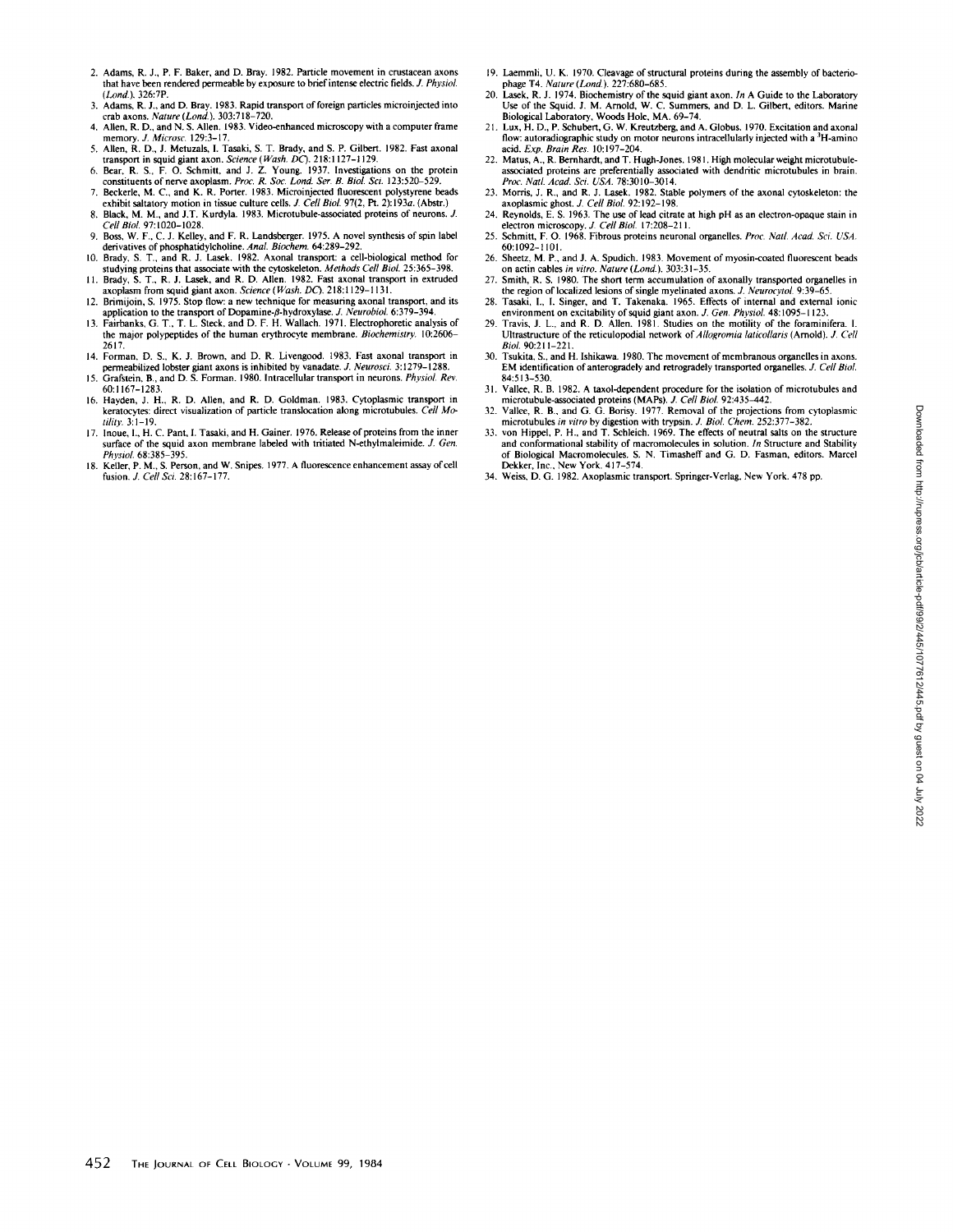2. Adams, R. J., P. F. Baker, and D. Bray. 1982. Particle movement in crustacean axons that have been rendered permeable by exposure to brief intense electric fields. *J. Physiol. (Lond.).* 326:7P.
3. Adams, R. J., and D. Bray. 1983. Rapid transport of foreign particles microinjected into crab axons. *Nature (Lond.).* 303:718–720.
4. Allen, R. D., and N. S. Allen. 1983. Video-enhanced microscopy with a computer frame memory. *J. Microsc.* 129:3–17.
5. Allen, R. D., J. Metuzals, I. Tasaki, S. T. Brady, and S. P. Gilbert. 1982. Fast axonal transport in squid giant axon. *Science (Wash. DC).* 218:1127–1129.
6. Bear, R. S., F. O. Schmitt, and J. Z. Young. 1937. Investigations on the protein constituents of nerve axoplasm. *Proc. R. Soc. Lond. Ser. B. Biol. Sci.* 123:520–529.
7. Beckerle, M. C., and K. R. Porter. 1983. Microinjected fluorescent polystyrene beads exhibit saltatory motion in tissue culture cells. *J. Cell Biol.* 97(2, Pt. 2):193*a*. (Abstr.)
8. Black, M. M., and J.T. Kurdyla. 1983. Microtubule-associated proteins of neurons. *J. Cell Biol.* 97:1020–1028.
9. Boss, W. F., C. J. Kelley, and F. R. Landsberger. 1975. A novel synthesis of spin label derivatives of phosphatidylcholine. *Anal. Biochem.* 64:289–292.
10. Brady, S. T., and R. J. Lasek. 1982. Axonal transport: a cell-biological method for studying proteins that associate with the cytoskeleton. *Methods Cell Biol.* 25:365–398.
11. Brady, S. T., R. J. Lasek, and R. D. Allen. 1982. Fast axonal transport in extruded axoplasm from squid giant axon. *Science (Wash. DC).* 218:1129–1131.
12. Brimijoin, S. 1975. Stop flow: a new technique for measuring axonal transport, and its application to the transport of Dopamine-$\beta$-hydroxylase. *J. Neurobiol.* 6:379–394.
13. Fairbanks, G. T., T. L. Steck, and D. F. H. Wallach. 1971. Electrophoretic analysis of the major polypeptides of the human erythrocyte membrane. *Biochemistry.* 10:2606–2617.
14. Forman, D. S., K. J. Brown, and D. R. Livengood. 1983. Fast axonal transport in permeabilized lobster giant axons is inhibited by vanadate. *J. Neurosci.* 3:1279–1288.
15. Grafstein, B., and D. S. Forman. 1980. Intracellular transport in neurons. *Physiol. Rev.* 60:1167–1283.
16. Hayden, J. H., R. D. Allen, and R. D. Goldman. 1983. Cytoplasmic transport in keratocytes: direct visualization of particle translocation along microtubules. *Cell Motility.* 3:1–19.
17. Inoue, I., H. C. Pant, I. Tasaki, and H. Gainer. 1976. Release of proteins from the inner surface of the squid axon membrane labeled with tritiated N-ethylmaleimide. *J. Gen. Physiol.* 68:385–395.
18. Keller, P. M., S. Person, and W. Snipes. 1977. A fluorescence enhancement assay of cell fusion. *J. Cell Sci.* 28:167–177.
19. Laemmli, U. K. 1970. Cleavage of structural proteins during the assembly of bacteriophage T4. *Nature (Lond.).* 227:680–685.
20. Lasek, R. J. 1974. Biochemistry of the squid giant axon. *In* A Guide to the Laboratory Use of the Squid. J. M. Arnold, W. C. Summers, and D. L. Gilbert, editors. Marine Biological Laboratory, Woods Hole, MA. 69–74.
21. Lux, H. D., P. Schubert, G. W. Kreutzberg, and A. Globus. 1970. Excitation and axonal flow: autoradiographic study on motor neurons intracellularly injected with a $^{3}$H-amino acid. *Exp. Brain Res.* 10:197–204.
22. Matus, A., R. Bernhardt, and T. Hugh-Jones. 1981. High molecular weight microtubule-associated proteins are preferentially associated with dendritic microtubules in brain. *Proc. Natl. Acad. Sci. USA.* 78:3010–3014.
23. Morris, J. R., and R. J. Lasek. 1982. Stable polymers of the axonal cytoskeleton: the axoplasmic ghost. *J. Cell Biol.* 92:192–198.
24. Reynolds, E. S. 1963. The use of lead citrate at high pH as an electron-opaque stain in electron microscopy. *J. Cell Biol.* 17:208–211.
25. Schmitt, F. O. 1968. Fibrous proteins neuronal organelles. *Proc. Natl. Acad. Sci. USA.* 60:1092–1101.
26. Sheetz, M. P., and J. A. Spudich. 1983. Movement of myosin-coated fluorescent beads on actin cables *in vitro*. *Nature (Lond.).* 303:31–35.
27. Smith, R. S. 1980. The short term accumulation of axonally transported organelles in the region of localized lesions of single myelinated axons. *J. Neurocytol.* 9:39–65.
28. Tasaki, I., I. Singer, and T. Takenaka. 1965. Effects of internal and external ionic environment on excitability of squid giant axon. *J. Gen. Physiol.* 48:1095–1123.
29. Travis, J. L., and R. D. Allen. 1981. Studies on the motility of the foraminifera. I. Ultrastructure of the reticulopodial network of *Allogromia laticollaris* (Arnold). *J. Cell Biol.* 90:211–221.
30. Tsukita, S., and H. Ishikawa. 1980. The movement of membranous organelles in axons. EM identification of anterogradely and retrogradely transported organelles. *J. Cell Biol.* 84:513–530.
31. Vallee, R. B. 1982. A taxol-dependent procedure for the isolation of microtubules and microtubule-associated proteins (MAPs). *J. Cell Biol.* 92:435–442.
32. Vallee, R. B., and G. G. Borisy. 1977. Removal of the projections from cytoplasmic microtubules *in vitro* by digestion with trypsin. *J. Biol. Chem.* 252:377–382.
33. von Hippel, P. H., and T. Schleich. 1969. The effects of neutral salts on the structure and conformational stability of macromolecules in solution. *In* Structure and Stability of Biological Macromolecules. S. N. Timasheff and G. D. Fasman, editors. Marcel Dekker, Inc., New York. 417–574.
34. Weiss, D. G. 1982. Axoplasmic transport. Springer-Verlag, New York. 478 pp.